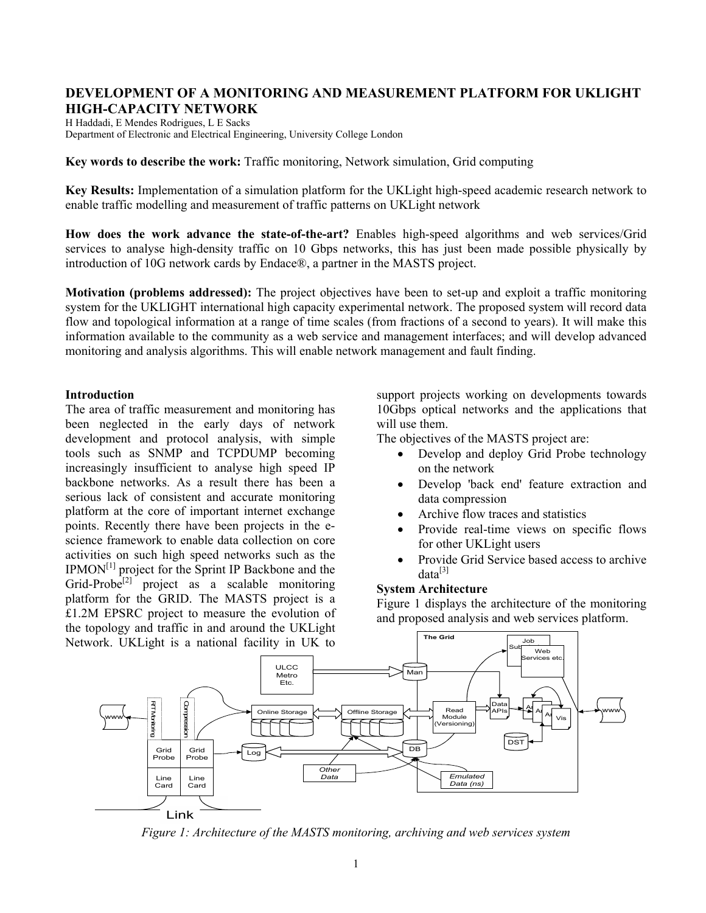# DEVELOPMENT OF A MONITORING AND MEASUREMENT PLATFORM FOR UKLIGHT HIGH-CAPACITY NETWORK

H Haddadi, E Mendes Rodrigues, L E Sacks
Department of Electronic and Electrical Engineering, University College London

**Key words to describe the work:** Traffic monitoring, Network simulation, Grid computing

**Key Results:** Implementation of a simulation platform for the UKLight high-speed academic research network to enable traffic modelling and measurement of traffic patterns on UKLight network

**How does the work advance the state-of-the-art?** Enables high-speed algorithms and web services/Grid services to analyse high-density traffic on 10 Gbps networks, this has just been made possible physically by introduction of 10G network cards by Endace®, a partner in the MASTS project.

**Motivation (problems addressed):** The project objectives have been to set-up and exploit a traffic monitoring system for the UKLIGHT international high capacity experimental network. The proposed system will record data flow and topological information at a range of time scales (from fractions of a second to years). It will make this information available to the community as a web service and management interfaces; and will develop advanced monitoring and analysis algorithms. This will enable network management and fault finding.

## Introduction

The area of traffic measurement and monitoring has been neglected in the early days of network development and protocol analysis, with simple tools such as SNMP and TCPDUMP becoming increasingly insufficient to analyse high speed IP backbone networks. As a result there has been a serious lack of consistent and accurate monitoring platform at the core of important internet exchange points. Recently there have been projects in the e-science framework to enable data collection on core activities on such high speed networks such as the IPMON[1] project for the Sprint IP Backbone and the Grid-Probe[2] project as a scalable monitoring platform for the GRID. The MASTS project is a £1.2M EPSRC project to measure the evolution of the topology and traffic in and around the UKLight Network. UKLight is a national facility in UK to support projects working on developments towards 10Gbps optical networks and the applications that will use them.

The objectives of the MASTS project are:

- Develop and deploy Grid Probe technology on the network
- Develop 'back end' feature extraction and data compression
- Archive flow traces and statistics
- Provide real-time views on specific flows for other UKLight users
- Provide Grid Service based access to archive data[3]

## System Architecture

Figure 1 displays the architecture of the monitoring and proposed analysis and web services platform.

*Figure 1: Architecture of the MASTS monitoring, archiving and web services system*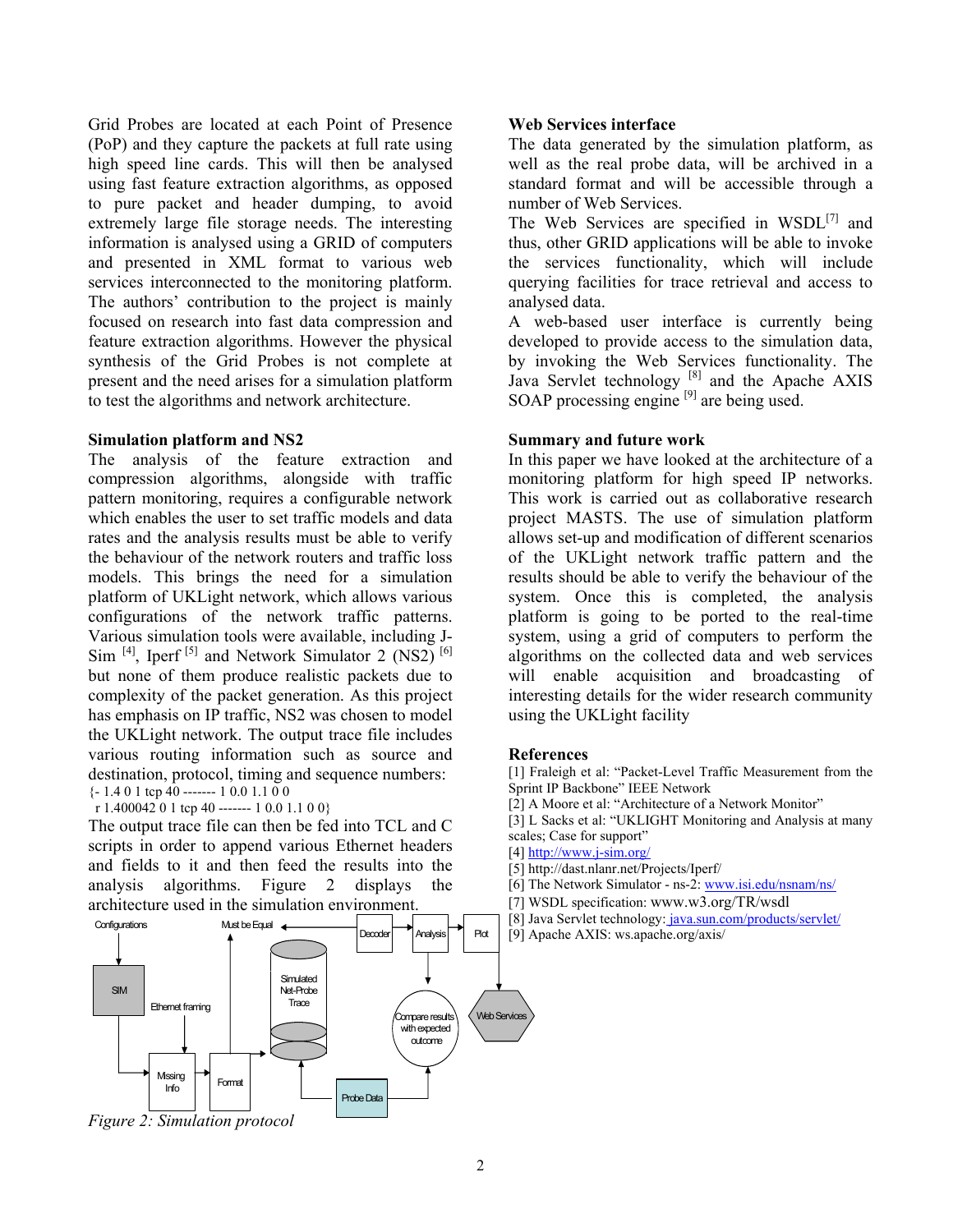Grid Probes are located at each Point of Presence (PoP) and they capture the packets at full rate using high speed line cards. This will then be analysed using fast feature extraction algorithms, as opposed to pure packet and header dumping, to avoid extremely large file storage needs. The interesting information is analysed using a GRID of computers and presented in XML format to various web services interconnected to the monitoring platform. The authors' contribution to the project is mainly focused on research into fast data compression and feature extraction algorithms. However the physical synthesis of the Grid Probes is not complete at present and the need arises for a simulation platform to test the algorithms and network architecture.

**Simulation platform and NS2**

The analysis of the feature extraction and compression algorithms, alongside with traffic pattern monitoring, requires a configurable network which enables the user to set traffic models and data rates and the analysis results must be able to verify the behaviour of the network routers and traffic loss models. This brings the need for a simulation platform of UKLight network, which allows various configurations of the network traffic patterns. Various simulation tools were available, including J-Sim [4], Iperf [5] and Network Simulator 2 (NS2) [6] but none of them produce realistic packets due to complexity of the packet generation. As this project has emphasis on IP traffic, NS2 was chosen to model the UKLight network. The output trace file includes various routing information such as source and destination, protocol, timing and sequence numbers:

{- 1.4 0 1 tcp 40 ------- 1 0.0 1.1 0 0
r 1.400042 0 1 tcp 40 ------- 1 0.0 1.1 0 0}

The output trace file can then be fed into TCL and C scripts in order to append various Ethernet headers and fields to it and then feed the results into the analysis algorithms. Figure 2 displays the architecture used in the simulation environment.

Configurations
Must be Equal
Decoder
Analysis
Plot
SIM
Ethernet framing
Simulated Net-Probe Trace
Compare results with expected outcome
Web Services
Missing Info
Format
Probe Data

*Figure 2: Simulation protocol*

**Web Services interface**

The data generated by the simulation platform, as well as the real probe data, will be archived in a standard format and will be accessible through a number of Web Services.

The Web Services are specified in WSDL[7] and thus, other GRID applications will be able to invoke the services functionality, which will include querying facilities for trace retrieval and access to analysed data.

A web-based user interface is currently being developed to provide access to the simulation data, by invoking the Web Services functionality. The Java Servlet technology [8] and the Apache AXIS SOAP processing engine [9] are being used.

**Summary and future work**

In this paper we have looked at the architecture of a monitoring platform for high speed IP networks. This work is carried out as collaborative research project MASTS. The use of simulation platform allows set-up and modification of different scenarios of the UKLight network traffic pattern and the results should be able to verify the behaviour of the system. Once this is completed, the analysis platform is going to be ported to the real-time system, using a grid of computers to perform the algorithms on the collected data and web services will enable acquisition and broadcasting of interesting details for the wider research community using the UKLight facility

**References**

[1] Fraleigh et al: "Packet-Level Traffic Measurement from the Sprint IP Backbone" IEEE Network
[2] A Moore et al: "Architecture of a Network Monitor"
[3] L Sacks et al: "UKLIGHT Monitoring and Analysis at many scales; Case for support"
[4] http://www.j-sim.org/
[5] http://dast.nlanr.net/Projects/Iperf/
[6] The Network Simulator - ns-2: www.isi.edu/nsnam/ns/
[7] WSDL specification: www.w3.org/TR/wsdl
[8] Java Servlet technology: java.sun.com/products/servlet/
[9] Apache AXIS: ws.apache.org/axis/